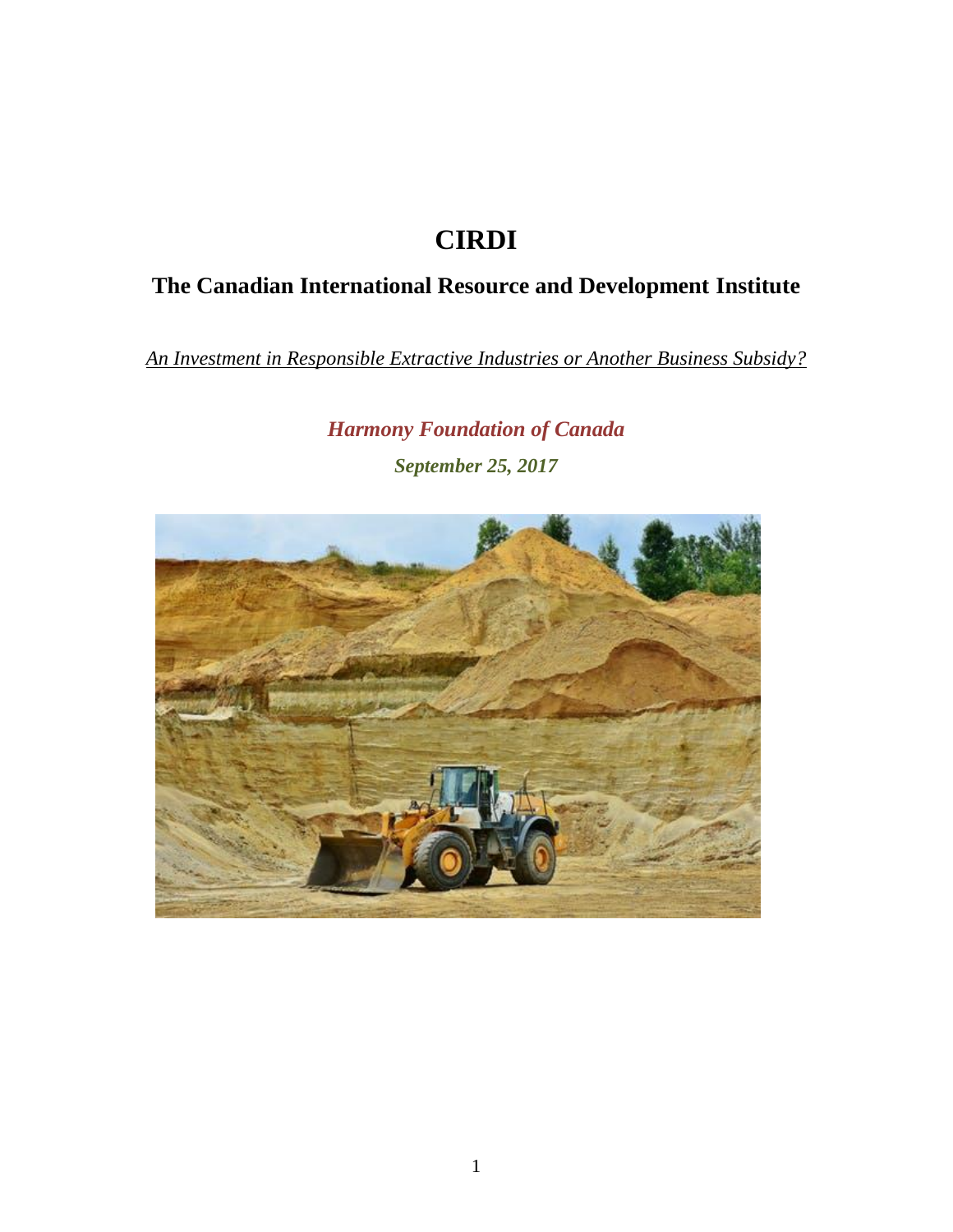# CIRDI

## The Canadian International Resource and Development Institute

*An Investment in Responsible Extractive Industries or Another Business Subsidy?*

***Harmony Foundation of Canada***

***September 25, 2017***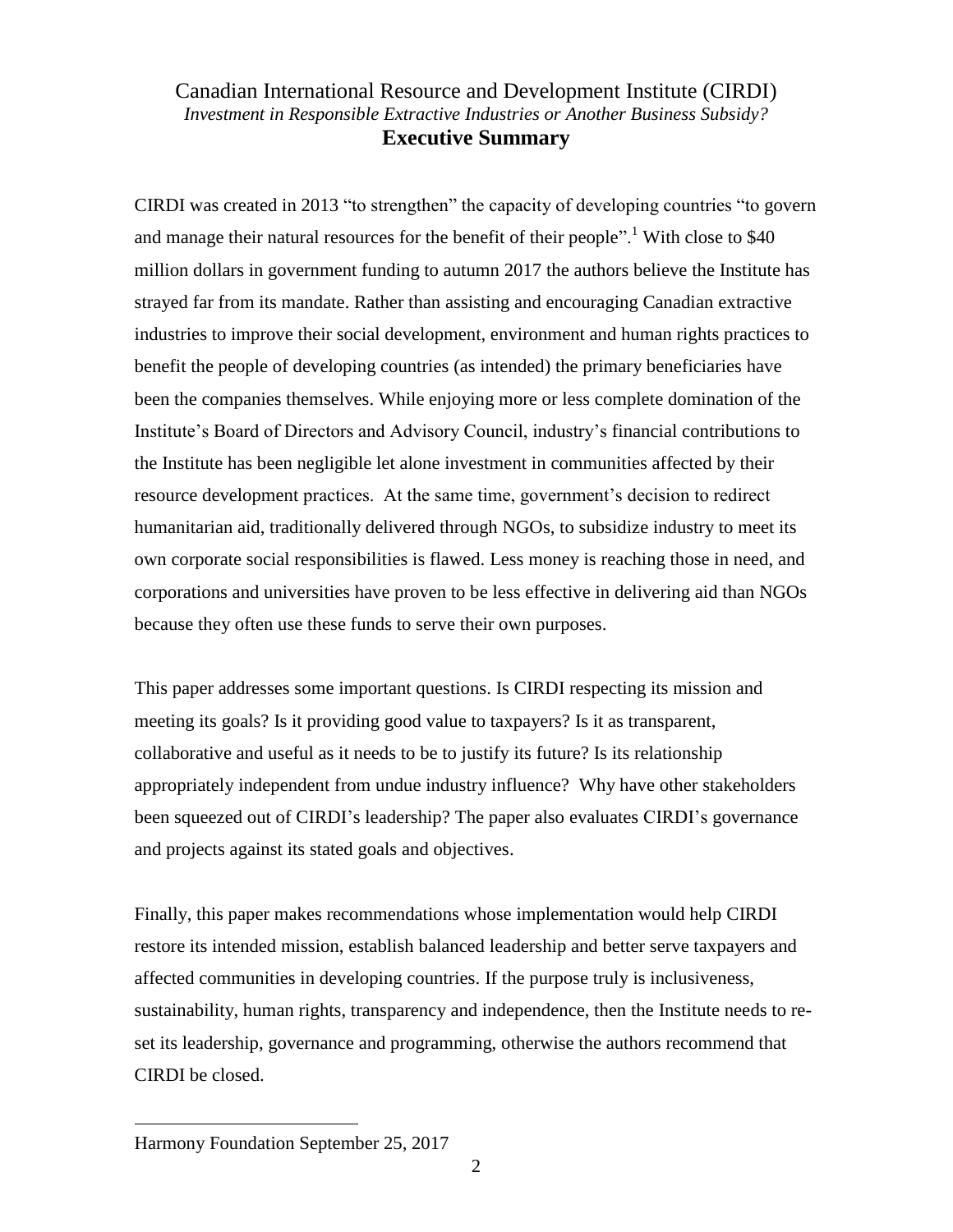# Canadian International Resource and Development Institute (CIRDI)

*Investment in Responsible Extractive Industries or Another Business Subsidy?*

## Executive Summary

CIRDI was created in 2013 "to strengthen" the capacity of developing countries "to govern and manage their natural resources for the benefit of their people".[1] With close to $40 million dollars in government funding to autumn 2017 the authors believe the Institute has strayed far from its mandate. Rather than assisting and encouraging Canadian extractive industries to improve their social development, environment and human rights practices to benefit the people of developing countries (as intended) the primary beneficiaries have been the companies themselves. While enjoying more or less complete domination of the Institute's Board of Directors and Advisory Council, industry's financial contributions to the Institute has been negligible let alone investment in communities affected by their resource development practices. At the same time, government's decision to redirect humanitarian aid, traditionally delivered through NGOs, to subsidize industry to meet its own corporate social responsibilities is flawed. Less money is reaching those in need, and corporations and universities have proven to be less effective in delivering aid than NGOs because they often use these funds to serve their own purposes.

This paper addresses some important questions. Is CIRDI respecting its mission and meeting its goals? Is it providing good value to taxpayers? Is it as transparent, collaborative and useful as it needs to be to justify its future? Is its relationship appropriately independent from undue industry influence? Why have other stakeholders been squeezed out of CIRDI's leadership? The paper also evaluates CIRDI's governance and projects against its stated goals and objectives.

Finally, this paper makes recommendations whose implementation would help CIRDI restore its intended mission, establish balanced leadership and better serve taxpayers and affected communities in developing countries. If the purpose truly is inclusiveness, sustainability, human rights, transparency and independence, then the Institute needs to re-set its leadership, governance and programming, otherwise the authors recommend that CIRDI be closed.

---

Harmony Foundation September 25, 2017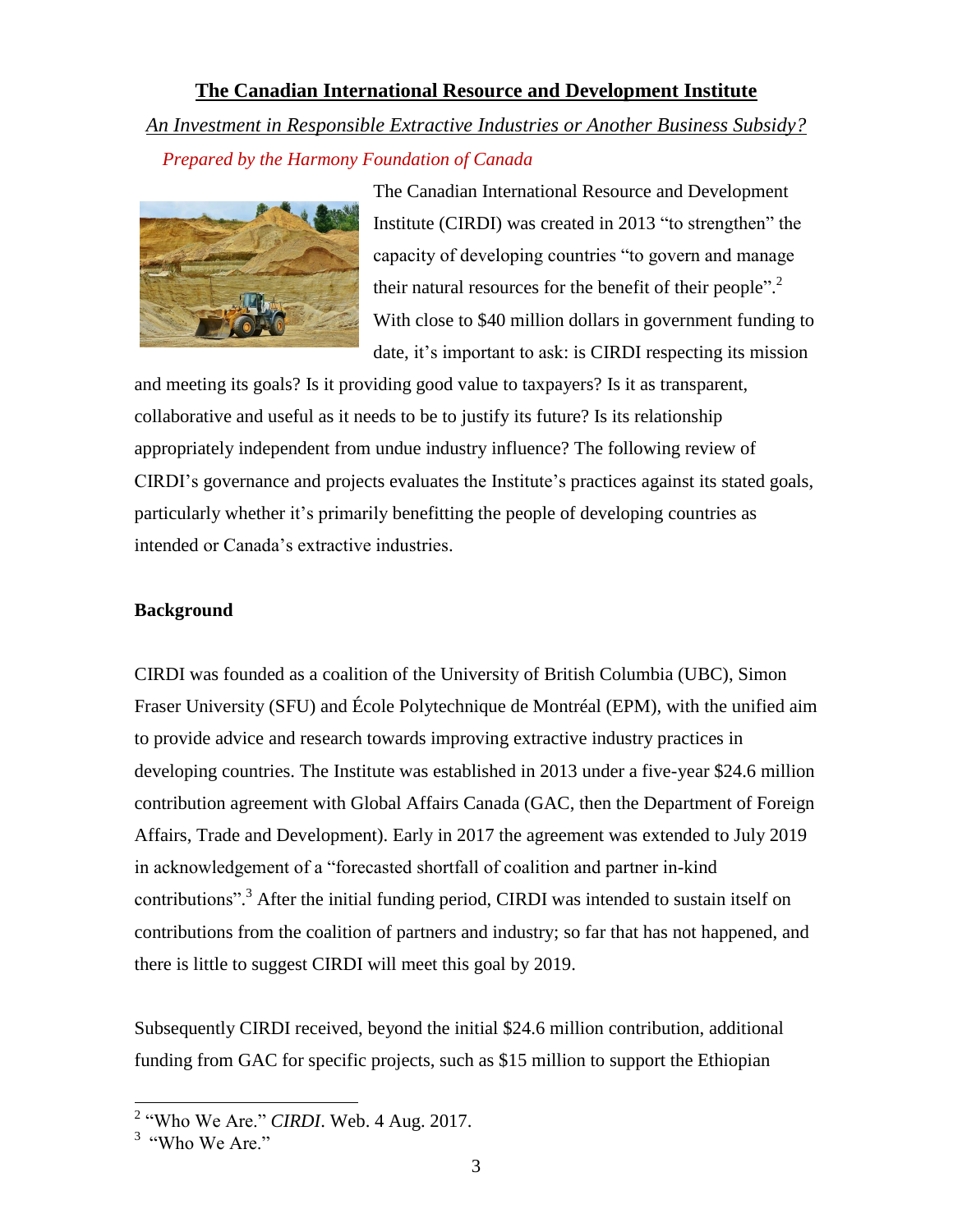## The Canadian International Resource and Development Institute

*An Investment in Responsible Extractive Industries or Another Business Subsidy?*

*Prepared by the Harmony Foundation of Canada*

The Canadian International Resource and Development Institute (CIRDI) was created in 2013 "to strengthen" the capacity of developing countries "to govern and manage their natural resources for the benefit of their people".[2] With close to $40 million dollars in government funding to date, it's important to ask: is CIRDI respecting its mission and meeting its goals? Is it providing good value to taxpayers? Is it as transparent, collaborative and useful as it needs to be to justify its future? Is its relationship appropriately independent from undue industry influence? The following review of CIRDI's governance and projects evaluates the Institute's practices against its stated goals, particularly whether it's primarily benefitting the people of developing countries as intended or Canada's extractive industries.

**Background**

CIRDI was founded as a coalition of the University of British Columbia (UBC), Simon Fraser University (SFU) and École Polytechnique de Montréal (EPM), with the unified aim to provide advice and research towards improving extractive industry practices in developing countries. The Institute was established in 2013 under a five-year $24.6 million contribution agreement with Global Affairs Canada (GAC, then the Department of Foreign Affairs, Trade and Development). Early in 2017 the agreement was extended to July 2019 in acknowledgement of a "forecasted shortfall of coalition and partner in-kind contributions".[3] After the initial funding period, CIRDI was intended to sustain itself on contributions from the coalition of partners and industry; so far that has not happened, and there is little to suggest CIRDI will meet this goal by 2019.

Subsequently CIRDI received, beyond the initial $24.6 million contribution, additional funding from GAC for specific projects, such as $15 million to support the Ethiopian

[2] "Who We Are." *CIRDI*. Web. 4 Aug. 2017.

[3] "Who We Are."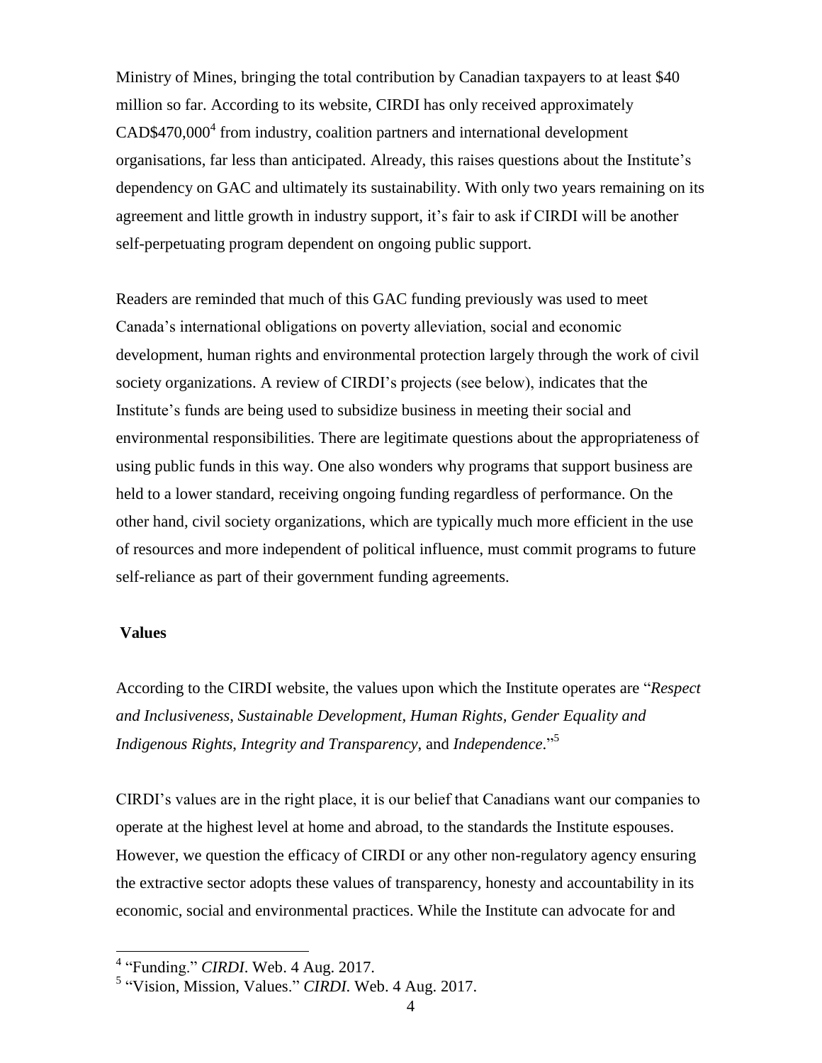Ministry of Mines, bringing the total contribution by Canadian taxpayers to at least $40 million so far. According to its website, CIRDI has only received approximately CAD$470,000[4] from industry, coalition partners and international development organisations, far less than anticipated. Already, this raises questions about the Institute's dependency on GAC and ultimately its sustainability. With only two years remaining on its agreement and little growth in industry support, it's fair to ask if CIRDI will be another self-perpetuating program dependent on ongoing public support.

Readers are reminded that much of this GAC funding previously was used to meet Canada's international obligations on poverty alleviation, social and economic development, human rights and environmental protection largely through the work of civil society organizations. A review of CIRDI's projects (see below), indicates that the Institute's funds are being used to subsidize business in meeting their social and environmental responsibilities. There are legitimate questions about the appropriateness of using public funds in this way. One also wonders why programs that support business are held to a lower standard, receiving ongoing funding regardless of performance. On the other hand, civil society organizations, which are typically much more efficient in the use of resources and more independent of political influence, must commit programs to future self-reliance as part of their government funding agreements.

**Values**

According to the CIRDI website, the values upon which the Institute operates are "*Respect and Inclusiveness*, *Sustainable Development*, *Human Rights, Gender Equality and Indigenous Rights*, *Integrity and Transparency*, and *Independence*."[5]

CIRDI's values are in the right place, it is our belief that Canadians want our companies to operate at the highest level at home and abroad, to the standards the Institute espouses. However, we question the efficacy of CIRDI or any other non-regulatory agency ensuring the extractive sector adopts these values of transparency, honesty and accountability in its economic, social and environmental practices. While the Institute can advocate for and

---

[4] "Funding." *CIRDI*. Web. 4 Aug. 2017.

[5] "Vision, Mission, Values." *CIRDI*. Web. 4 Aug. 2017.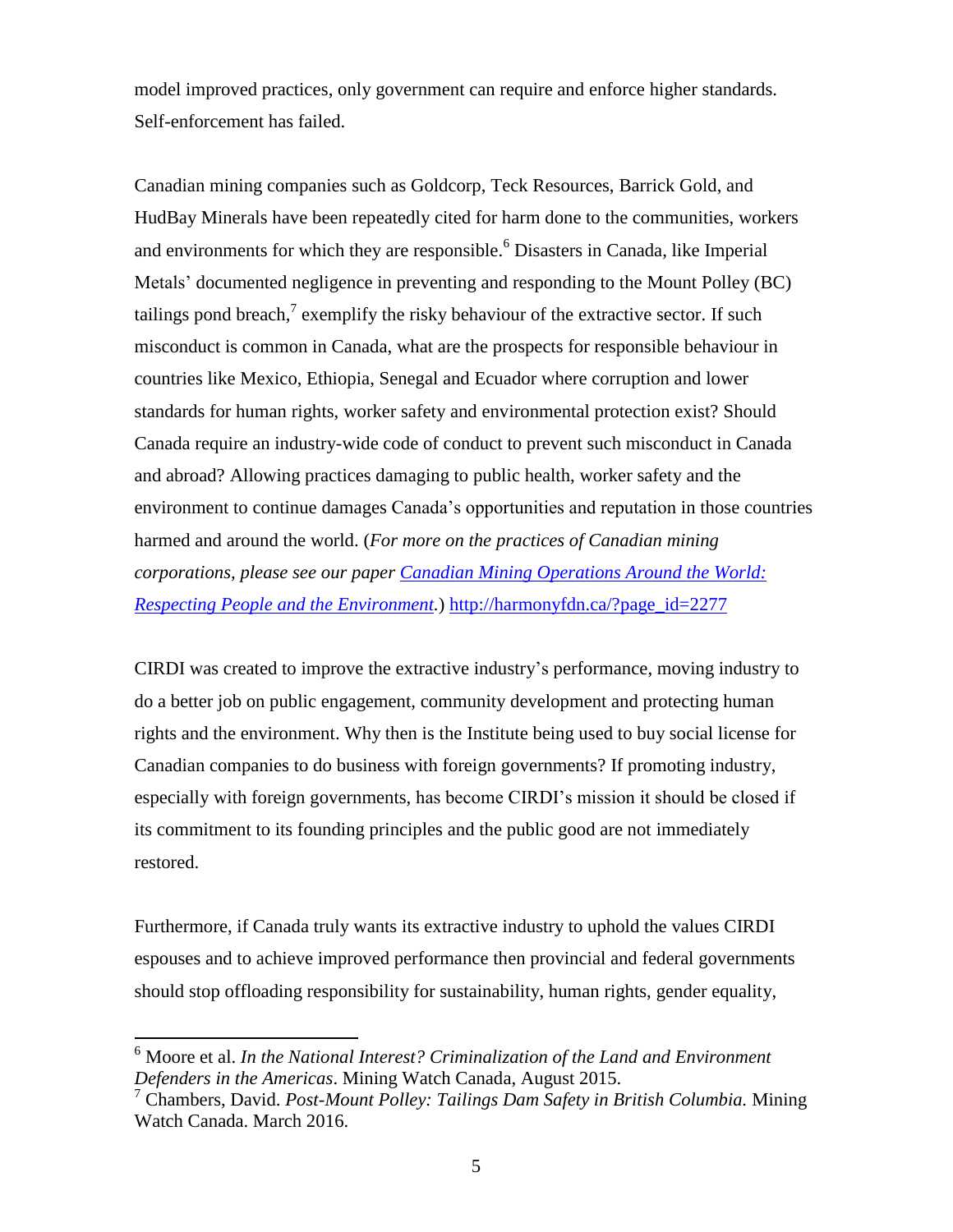model improved practices, only government can require and enforce higher standards. Self-enforcement has failed.

Canadian mining companies such as Goldcorp, Teck Resources, Barrick Gold, and HudBay Minerals have been repeatedly cited for harm done to the communities, workers and environments for which they are responsible.[6] Disasters in Canada, like Imperial Metals' documented negligence in preventing and responding to the Mount Polley (BC) tailings pond breach,[7] exemplify the risky behaviour of the extractive sector. If such misconduct is common in Canada, what are the prospects for responsible behaviour in countries like Mexico, Ethiopia, Senegal and Ecuador where corruption and lower standards for human rights, worker safety and environmental protection exist? Should Canada require an industry-wide code of conduct to prevent such misconduct in Canada and abroad? Allowing practices damaging to public health, worker safety and the environment to continue damages Canada's opportunities and reputation in those countries harmed and around the world. (*For more on the practices of Canadian mining corporations, please see our paper [Canadian Mining Operations Around the World: Respecting People and the Environment](http://harmonyfdn.ca/?page_id=2277).*) http://harmonyfdn.ca/?page_id=2277

CIRDI was created to improve the extractive industry's performance, moving industry to do a better job on public engagement, community development and protecting human rights and the environment. Why then is the Institute being used to buy social license for Canadian companies to do business with foreign governments? If promoting industry, especially with foreign governments, has become CIRDI's mission it should be closed if its commitment to its founding principles and the public good are not immediately restored.

Furthermore, if Canada truly wants its extractive industry to uphold the values CIRDI espouses and to achieve improved performance then provincial and federal governments should stop offloading responsibility for sustainability, human rights, gender equality,

---

[6] Moore et al. *In the National Interest? Criminalization of the Land and Environment Defenders in the Americas*. Mining Watch Canada, August 2015.

[7] Chambers, David. *Post-Mount Polley: Tailings Dam Safety in British Columbia.* Mining Watch Canada. March 2016.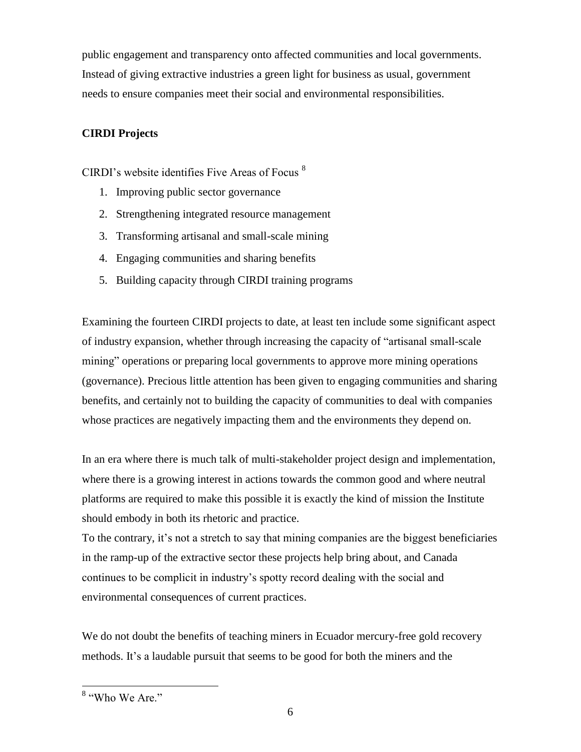public engagement and transparency onto affected communities and local governments. Instead of giving extractive industries a green light for business as usual, government needs to ensure companies meet their social and environmental responsibilities.

**CIRDI Projects**

CIRDI's website identifies Five Areas of Focus [8]

1. Improving public sector governance
2. Strengthening integrated resource management
3. Transforming artisanal and small-scale mining
4. Engaging communities and sharing benefits
5. Building capacity through CIRDI training programs

Examining the fourteen CIRDI projects to date, at least ten include some significant aspect of industry expansion, whether through increasing the capacity of "artisanal small-scale mining" operations or preparing local governments to approve more mining operations (governance). Precious little attention has been given to engaging communities and sharing benefits, and certainly not to building the capacity of communities to deal with companies whose practices are negatively impacting them and the environments they depend on.

In an era where there is much talk of multi-stakeholder project design and implementation, where there is a growing interest in actions towards the common good and where neutral platforms are required to make this possible it is exactly the kind of mission the Institute should embody in both its rhetoric and practice.

To the contrary, it's not a stretch to say that mining companies are the biggest beneficiaries in the ramp-up of the extractive sector these projects help bring about, and Canada continues to be complicit in industry's spotty record dealing with the social and environmental consequences of current practices.

We do not doubt the benefits of teaching miners in Ecuador mercury-free gold recovery methods. It's a laudable pursuit that seems to be good for both the miners and the

[8] "Who We Are."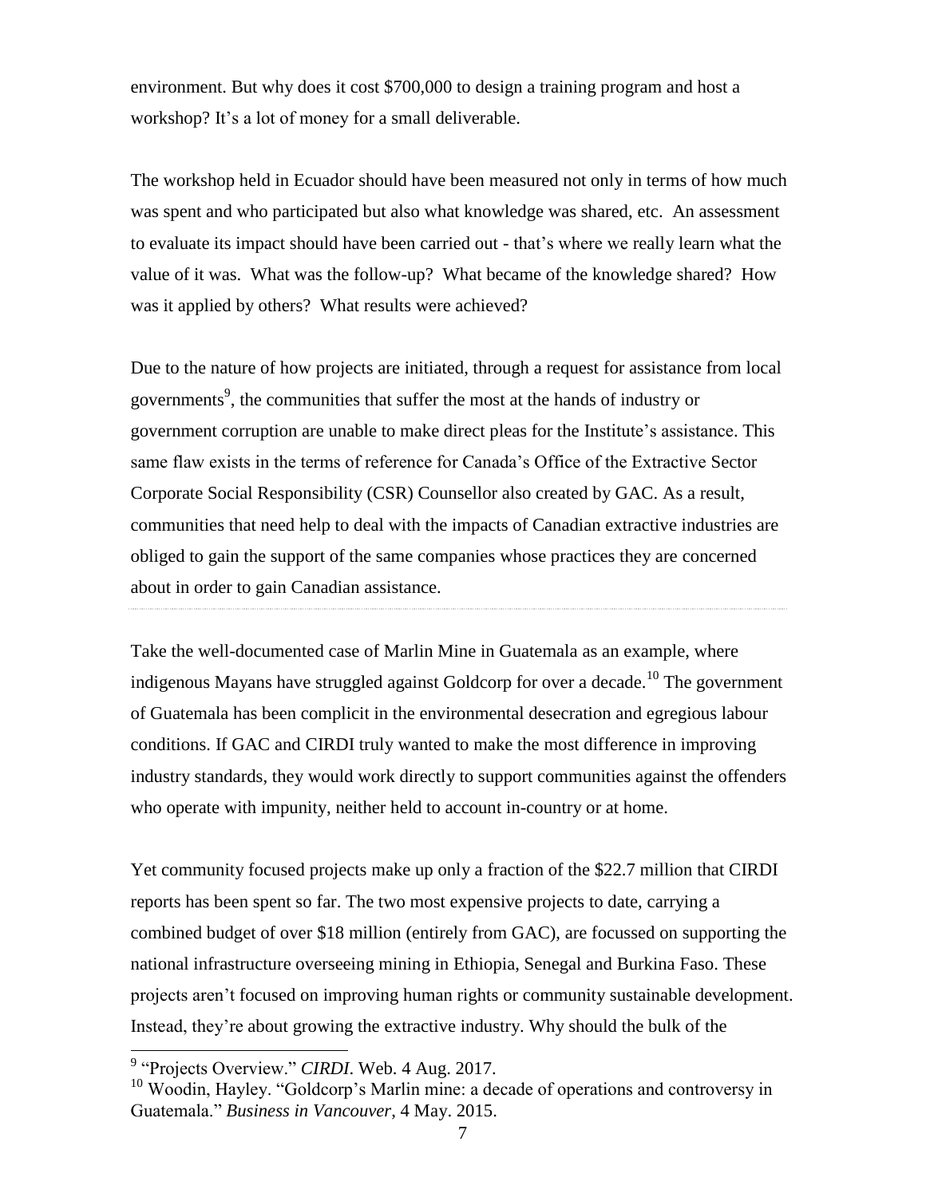environment. But why does it cost $700,000 to design a training program and host a workshop? It's a lot of money for a small deliverable.

The workshop held in Ecuador should have been measured not only in terms of how much was spent and who participated but also what knowledge was shared, etc. An assessment to evaluate its impact should have been carried out - that's where we really learn what the value of it was. What was the follow-up? What became of the knowledge shared? How was it applied by others? What results were achieved?

Due to the nature of how projects are initiated, through a request for assistance from local governments[9], the communities that suffer the most at the hands of industry or government corruption are unable to make direct pleas for the Institute's assistance. This same flaw exists in the terms of reference for Canada's Office of the Extractive Sector Corporate Social Responsibility (CSR) Counsellor also created by GAC. As a result, communities that need help to deal with the impacts of Canadian extractive industries are obliged to gain the support of the same companies whose practices they are concerned about in order to gain Canadian assistance.

Take the well-documented case of Marlin Mine in Guatemala as an example, where indigenous Mayans have struggled against Goldcorp for over a decade.[10] The government of Guatemala has been complicit in the environmental desecration and egregious labour conditions. If GAC and CIRDI truly wanted to make the most difference in improving industry standards, they would work directly to support communities against the offenders who operate with impunity, neither held to account in-country or at home.

Yet community focused projects make up only a fraction of the $22.7 million that CIRDI reports has been spent so far. The two most expensive projects to date, carrying a combined budget of over $18 million (entirely from GAC), are focussed on supporting the national infrastructure overseeing mining in Ethiopia, Senegal and Burkina Faso. These projects aren't focused on improving human rights or community sustainable development. Instead, they're about growing the extractive industry. Why should the bulk of the

---

[9] "Projects Overview." *CIRDI*. Web. 4 Aug. 2017.

[10] Woodin, Hayley. "Goldcorp's Marlin mine: a decade of operations and controversy in Guatemala." *Business in Vancouver*, 4 May. 2015.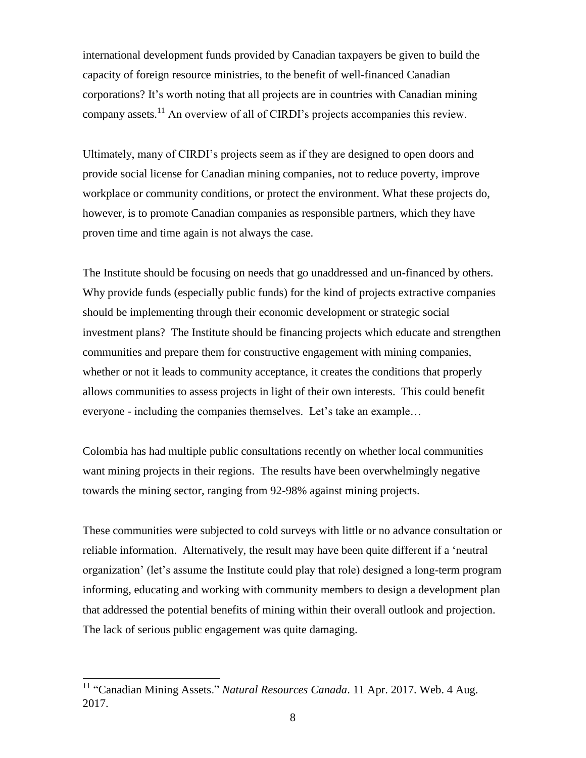international development funds provided by Canadian taxpayers be given to build the capacity of foreign resource ministries, to the benefit of well-financed Canadian corporations? It's worth noting that all projects are in countries with Canadian mining company assets.[11] An overview of all of CIRDI's projects accompanies this review.

Ultimately, many of CIRDI's projects seem as if they are designed to open doors and provide social license for Canadian mining companies, not to reduce poverty, improve workplace or community conditions, or protect the environment. What these projects do, however, is to promote Canadian companies as responsible partners, which they have proven time and time again is not always the case.

The Institute should be focusing on needs that go unaddressed and un-financed by others. Why provide funds (especially public funds) for the kind of projects extractive companies should be implementing through their economic development or strategic social investment plans? The Institute should be financing projects which educate and strengthen communities and prepare them for constructive engagement with mining companies, whether or not it leads to community acceptance, it creates the conditions that properly allows communities to assess projects in light of their own interests. This could benefit everyone - including the companies themselves. Let's take an example…

Colombia has had multiple public consultations recently on whether local communities want mining projects in their regions. The results have been overwhelmingly negative towards the mining sector, ranging from 92-98% against mining projects.

These communities were subjected to cold surveys with little or no advance consultation or reliable information. Alternatively, the result may have been quite different if a 'neutral organization' (let's assume the Institute could play that role) designed a long-term program informing, educating and working with community members to design a development plan that addressed the potential benefits of mining within their overall outlook and projection. The lack of serious public engagement was quite damaging.

---

[11] "Canadian Mining Assets." *Natural Resources Canada*. 11 Apr. 2017. Web. 4 Aug. 2017.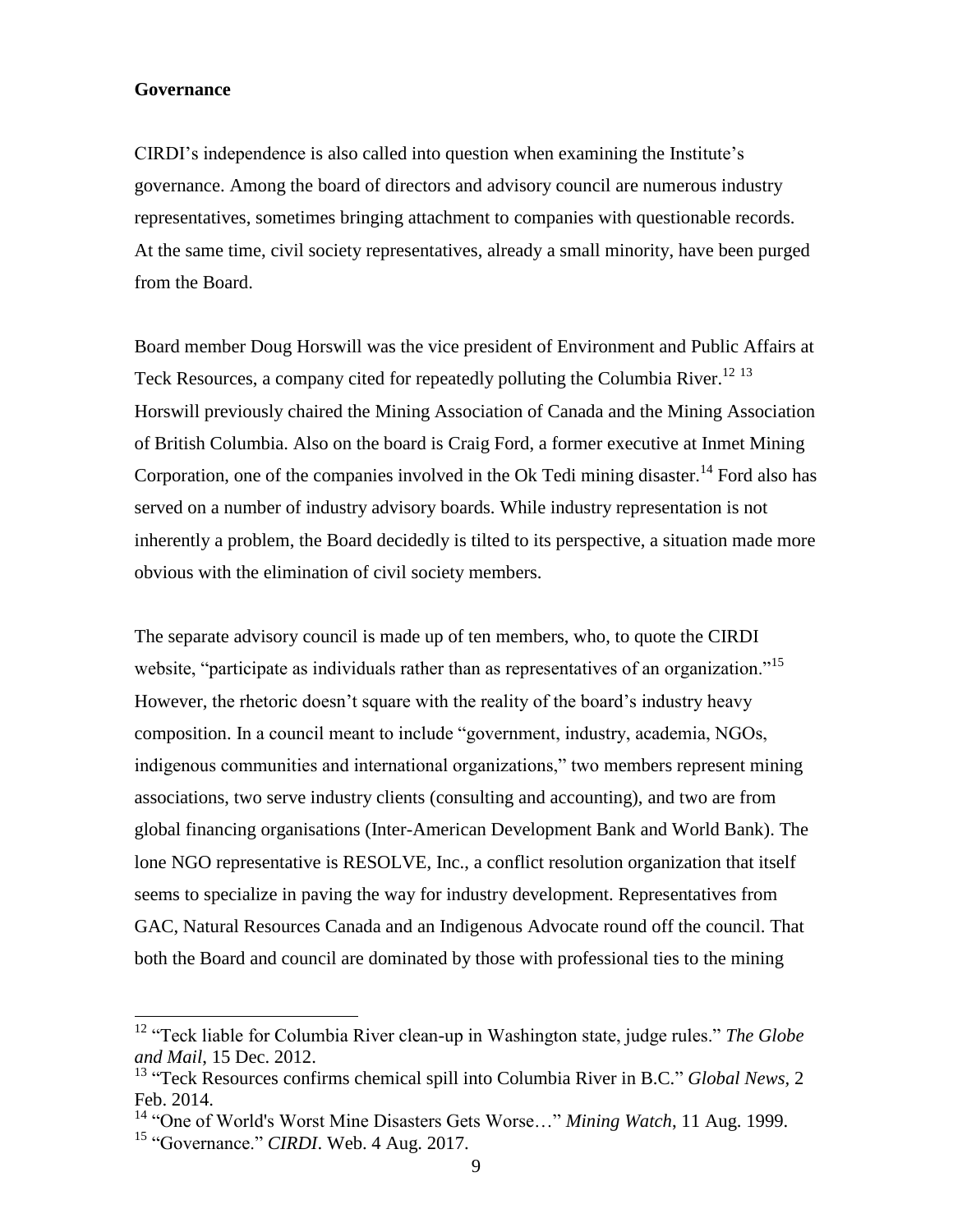## Governance

CIRDI's independence is also called into question when examining the Institute's governance. Among the board of directors and advisory council are numerous industry representatives, sometimes bringing attachment to companies with questionable records. At the same time, civil society representatives, already a small minority, have been purged from the Board.

Board member Doug Horswill was the vice president of Environment and Public Affairs at Teck Resources, a company cited for repeatedly polluting the Columbia River.[12] [13] Horswill previously chaired the Mining Association of Canada and the Mining Association of British Columbia. Also on the board is Craig Ford, a former executive at Inmet Mining Corporation, one of the companies involved in the Ok Tedi mining disaster.[14] Ford also has served on a number of industry advisory boards. While industry representation is not inherently a problem, the Board decidedly is tilted to its perspective, a situation made more obvious with the elimination of civil society members.

The separate advisory council is made up of ten members, who, to quote the CIRDI website, "participate as individuals rather than as representatives of an organization."[15] However, the rhetoric doesn't square with the reality of the board's industry heavy composition. In a council meant to include "government, industry, academia, NGOs, indigenous communities and international organizations," two members represent mining associations, two serve industry clients (consulting and accounting), and two are from global financing organisations (Inter-American Development Bank and World Bank). The lone NGO representative is RESOLVE, Inc., a conflict resolution organization that itself seems to specialize in paving the way for industry development. Representatives from GAC, Natural Resources Canada and an Indigenous Advocate round off the council. That both the Board and council are dominated by those with professional ties to the mining

---

[12] "Teck liable for Columbia River clean-up in Washington state, judge rules." *The Globe and Mail*, 15 Dec. 2012.

[13] "Teck Resources confirms chemical spill into Columbia River in B.C." *Global News*, 2 Feb. 2014.

[14] "One of World's Worst Mine Disasters Gets Worse…" *Mining Watch*, 11 Aug. 1999.

[15] "Governance." *CIRDI*. Web. 4 Aug. 2017.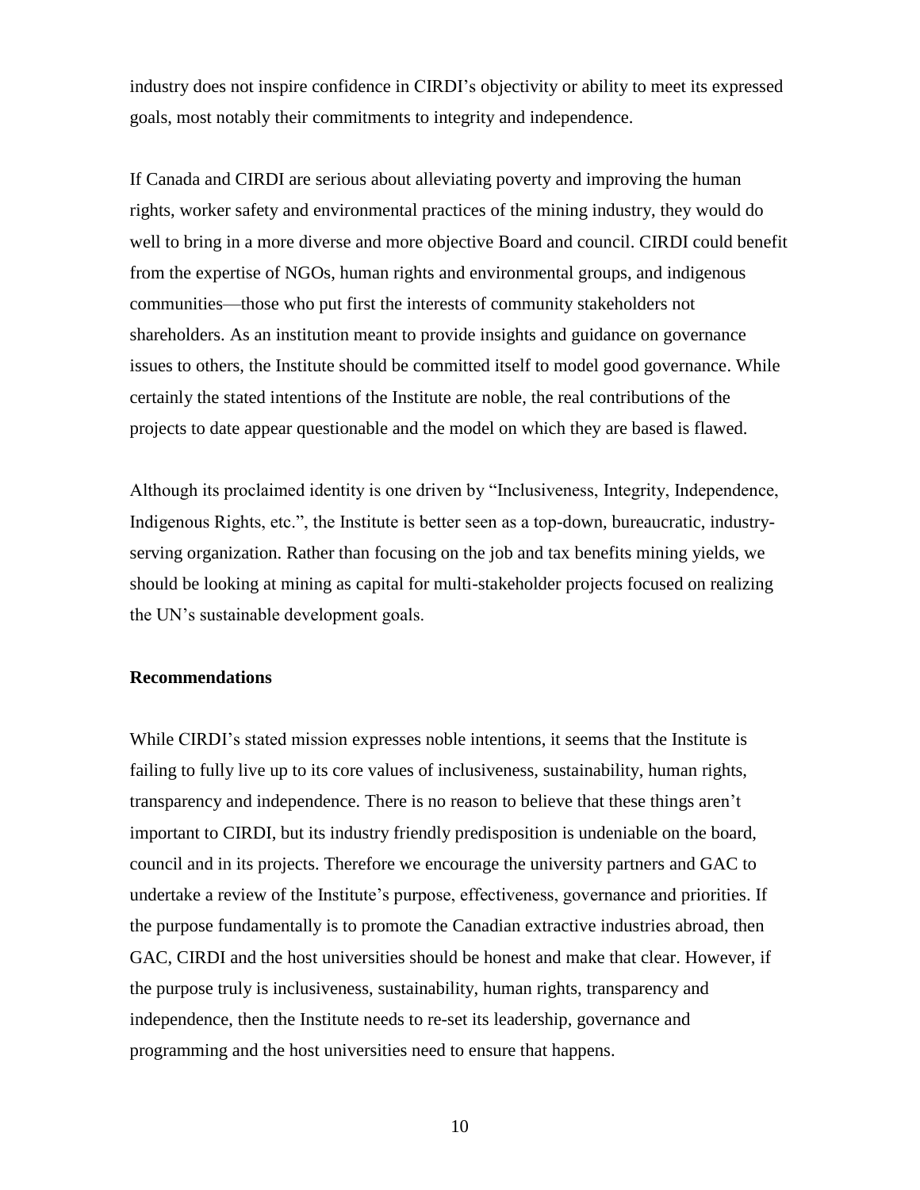industry does not inspire confidence in CIRDI's objectivity or ability to meet its expressed goals, most notably their commitments to integrity and independence.

If Canada and CIRDI are serious about alleviating poverty and improving the human rights, worker safety and environmental practices of the mining industry, they would do well to bring in a more diverse and more objective Board and council. CIRDI could benefit from the expertise of NGOs, human rights and environmental groups, and indigenous communities—those who put first the interests of community stakeholders not shareholders. As an institution meant to provide insights and guidance on governance issues to others, the Institute should be committed itself to model good governance. While certainly the stated intentions of the Institute are noble, the real contributions of the projects to date appear questionable and the model on which they are based is flawed.

Although its proclaimed identity is one driven by "Inclusiveness, Integrity, Independence, Indigenous Rights, etc.", the Institute is better seen as a top-down, bureaucratic, industry-serving organization. Rather than focusing on the job and tax benefits mining yields, we should be looking at mining as capital for multi-stakeholder projects focused on realizing the UN's sustainable development goals.

**Recommendations**

While CIRDI's stated mission expresses noble intentions, it seems that the Institute is failing to fully live up to its core values of inclusiveness, sustainability, human rights, transparency and independence. There is no reason to believe that these things aren't important to CIRDI, but its industry friendly predisposition is undeniable on the board, council and in its projects. Therefore we encourage the university partners and GAC to undertake a review of the Institute's purpose, effectiveness, governance and priorities. If the purpose fundamentally is to promote the Canadian extractive industries abroad, then GAC, CIRDI and the host universities should be honest and make that clear. However, if the purpose truly is inclusiveness, sustainability, human rights, transparency and independence, then the Institute needs to re-set its leadership, governance and programming and the host universities need to ensure that happens.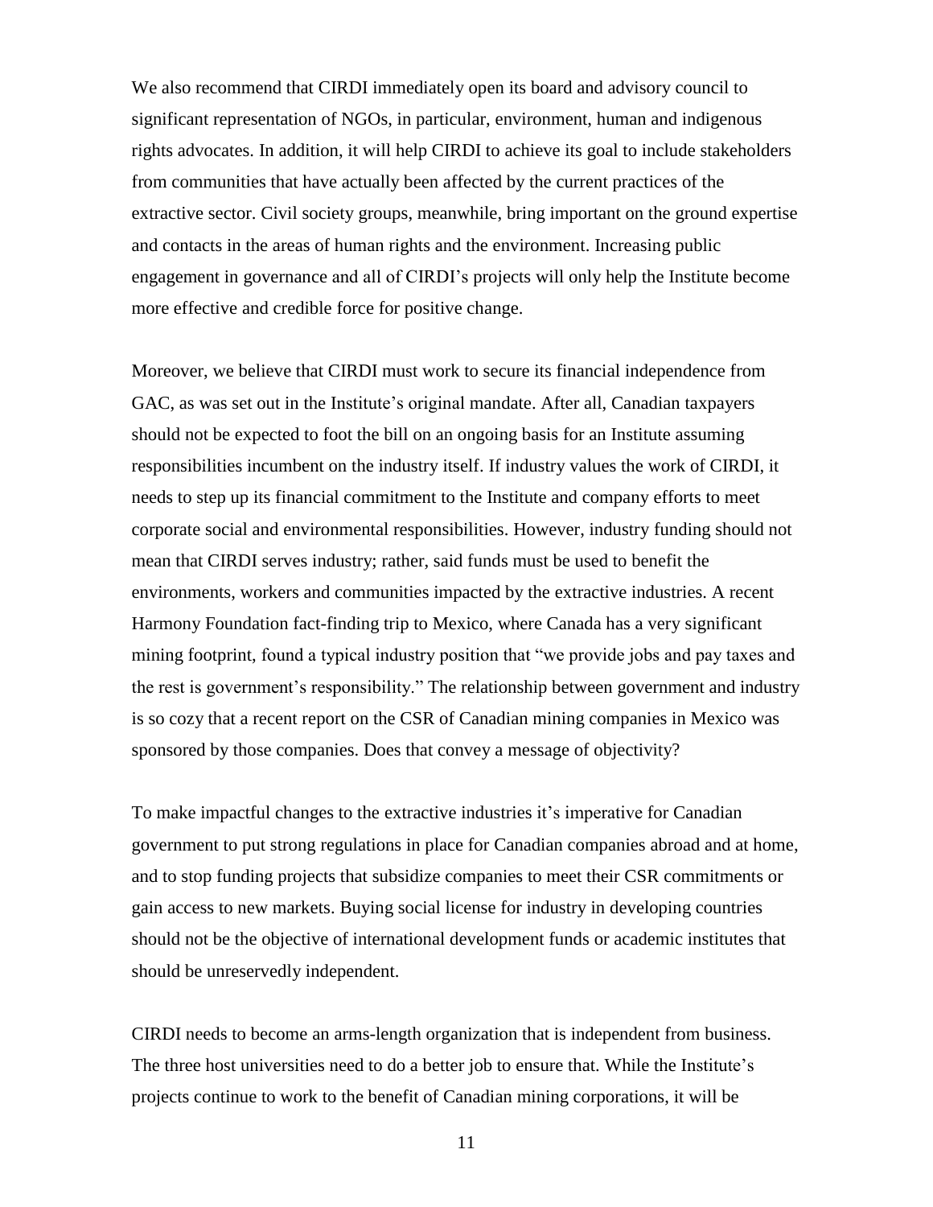We also recommend that CIRDI immediately open its board and advisory council to significant representation of NGOs, in particular, environment, human and indigenous rights advocates. In addition, it will help CIRDI to achieve its goal to include stakeholders from communities that have actually been affected by the current practices of the extractive sector. Civil society groups, meanwhile, bring important on the ground expertise and contacts in the areas of human rights and the environment. Increasing public engagement in governance and all of CIRDI's projects will only help the Institute become more effective and credible force for positive change.

Moreover, we believe that CIRDI must work to secure its financial independence from GAC, as was set out in the Institute's original mandate. After all, Canadian taxpayers should not be expected to foot the bill on an ongoing basis for an Institute assuming responsibilities incumbent on the industry itself. If industry values the work of CIRDI, it needs to step up its financial commitment to the Institute and company efforts to meet corporate social and environmental responsibilities. However, industry funding should not mean that CIRDI serves industry; rather, said funds must be used to benefit the environments, workers and communities impacted by the extractive industries. A recent Harmony Foundation fact-finding trip to Mexico, where Canada has a very significant mining footprint, found a typical industry position that "we provide jobs and pay taxes and the rest is government's responsibility." The relationship between government and industry is so cozy that a recent report on the CSR of Canadian mining companies in Mexico was sponsored by those companies. Does that convey a message of objectivity?

To make impactful changes to the extractive industries it's imperative for Canadian government to put strong regulations in place for Canadian companies abroad and at home, and to stop funding projects that subsidize companies to meet their CSR commitments or gain access to new markets. Buying social license for industry in developing countries should not be the objective of international development funds or academic institutes that should be unreservedly independent.

CIRDI needs to become an arms-length organization that is independent from business. The three host universities need to do a better job to ensure that. While the Institute's projects continue to work to the benefit of Canadian mining corporations, it will be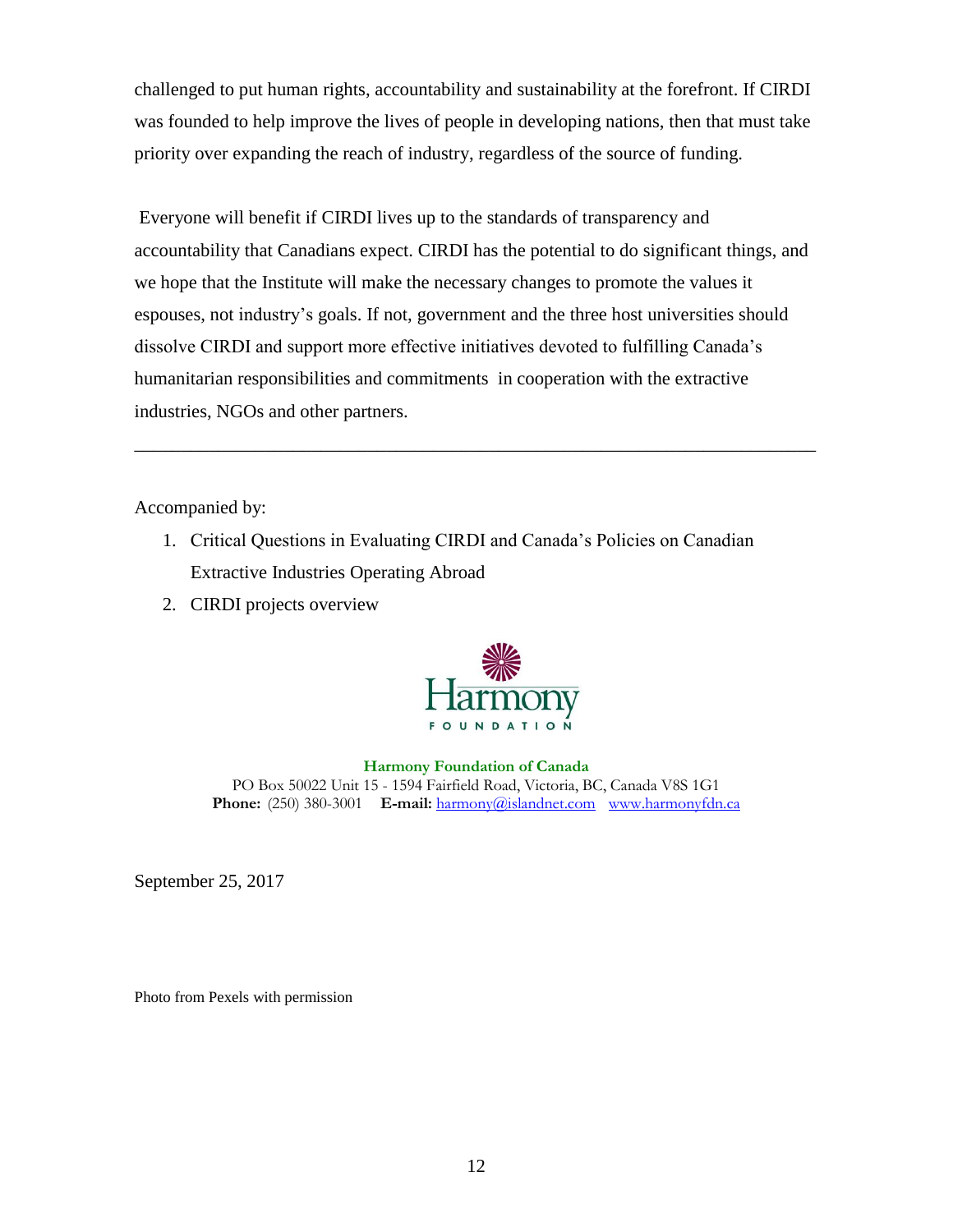challenged to put human rights, accountability and sustainability at the forefront. If CIRDI was founded to help improve the lives of people in developing nations, then that must take priority over expanding the reach of industry, regardless of the source of funding.

Everyone will benefit if CIRDI lives up to the standards of transparency and accountability that Canadians expect. CIRDI has the potential to do significant things, and we hope that the Institute will make the necessary changes to promote the values it espouses, not industry's goals. If not, government and the three host universities should dissolve CIRDI and support more effective initiatives devoted to fulfilling Canada's humanitarian responsibilities and commitments in cooperation with the extractive industries, NGOs and other partners.

---

Accompanied by:

1. Critical Questions in Evaluating CIRDI and Canada's Policies on Canadian Extractive Industries Operating Abroad
2. CIRDI projects overview

Harmony FOUNDATION

**Harmony Foundation of Canada**
PO Box 50022 Unit 15 - 1594 Fairfield Road, Victoria, BC, Canada V8S 1G1
**Phone:** (250) 380-3001 **E-mail:** harmony@islandnet.com www.harmonyfdn.ca

September 25, 2017

Photo from Pexels with permission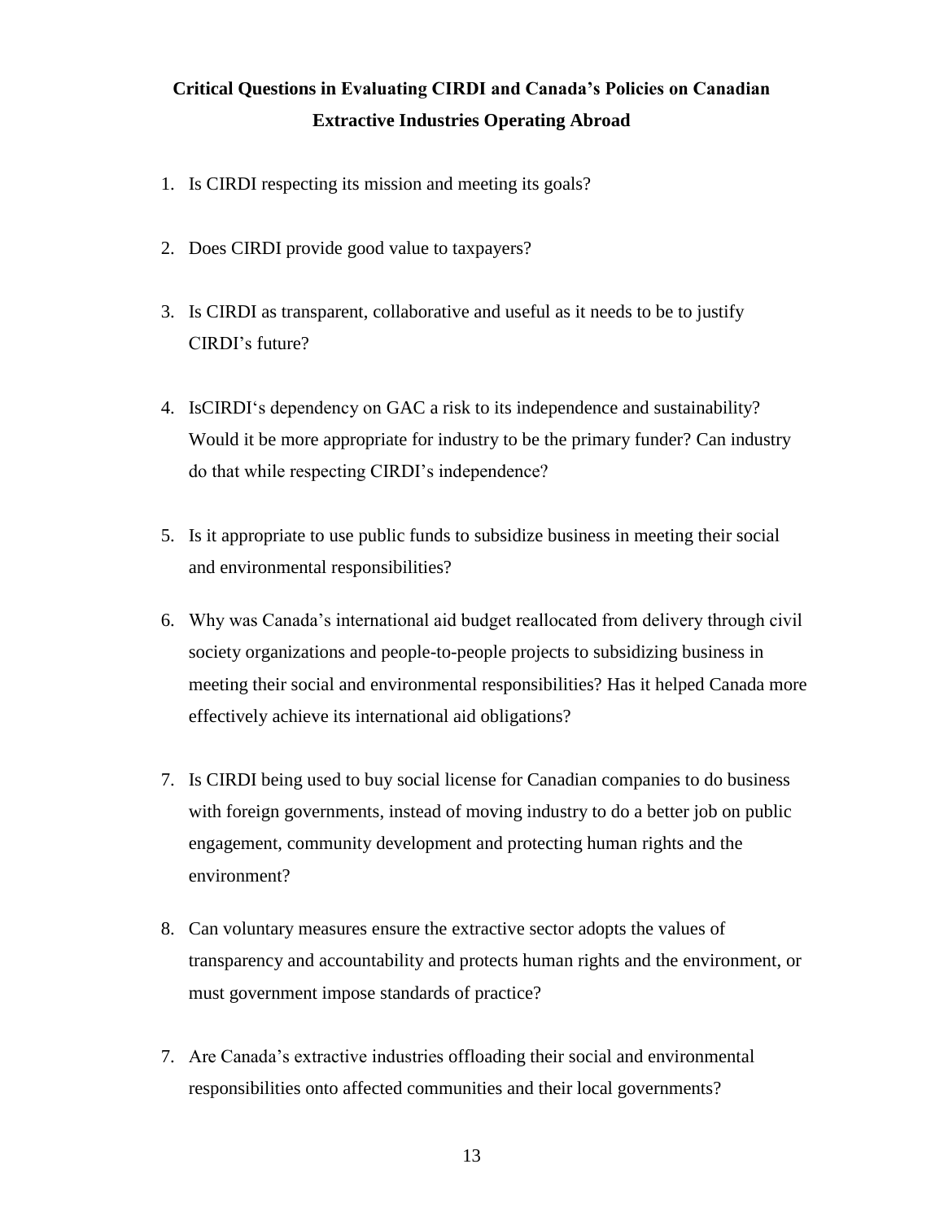**Critical Questions in Evaluating CIRDI and Canada's Policies on Canadian Extractive Industries Operating Abroad**

1. Is CIRDI respecting its mission and meeting its goals?

2. Does CIRDI provide good value to taxpayers?

3. Is CIRDI as transparent, collaborative and useful as it needs to be to justify CIRDI's future?

4. IsCIRDI's dependency on GAC a risk to its independence and sustainability? Would it be more appropriate for industry to be the primary funder? Can industry do that while respecting CIRDI's independence?

5. Is it appropriate to use public funds to subsidize business in meeting their social and environmental responsibilities?

6. Why was Canada's international aid budget reallocated from delivery through civil society organizations and people-to-people projects to subsidizing business in meeting their social and environmental responsibilities? Has it helped Canada more effectively achieve its international aid obligations?

7. Is CIRDI being used to buy social license for Canadian companies to do business with foreign governments, instead of moving industry to do a better job on public engagement, community development and protecting human rights and the environment?

8. Can voluntary measures ensure the extractive sector adopts the values of transparency and accountability and protects human rights and the environment, or must government impose standards of practice?

7. Are Canada's extractive industries offloading their social and environmental responsibilities onto affected communities and their local governments?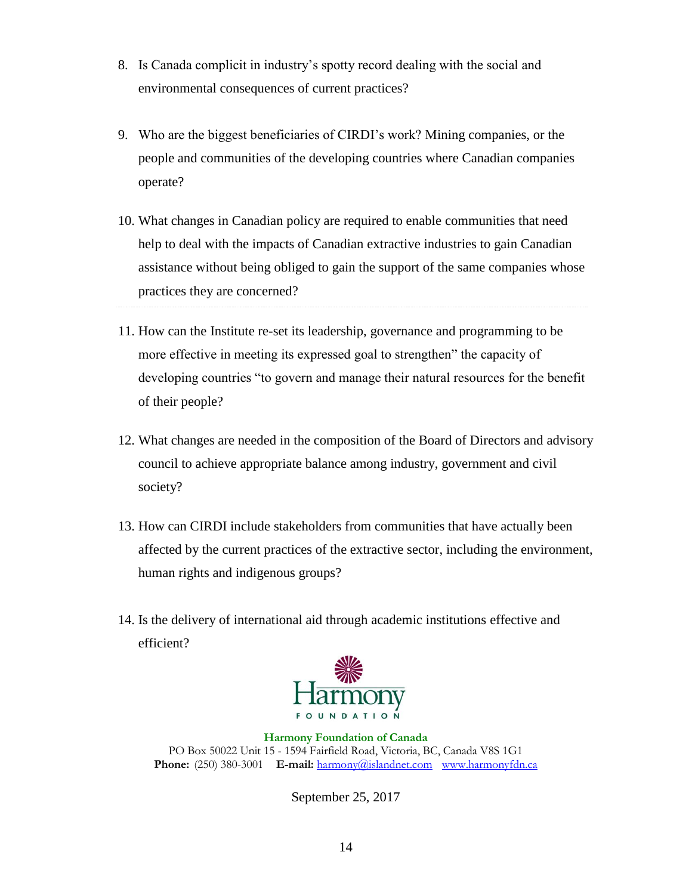8. Is Canada complicit in industry's spotty record dealing with the social and environmental consequences of current practices?

9. Who are the biggest beneficiaries of CIRDI's work? Mining companies, or the people and communities of the developing countries where Canadian companies operate?

10. What changes in Canadian policy are required to enable communities that need help to deal with the impacts of Canadian extractive industries to gain Canadian assistance without being obliged to gain the support of the same companies whose practices they are concerned?

11. How can the Institute re-set its leadership, governance and programming to be more effective in meeting its expressed goal to strengthen" the capacity of developing countries "to govern and manage their natural resources for the benefit of their people?

12. What changes are needed in the composition of the Board of Directors and advisory council to achieve appropriate balance among industry, government and civil society?

13. How can CIRDI include stakeholders from communities that have actually been affected by the current practices of the extractive sector, including the environment, human rights and indigenous groups?

14. Is the delivery of international aid through academic institutions effective and efficient?

Harmony FOUNDATION

**Harmony Foundation of Canada**
PO Box 50022 Unit 15 - 1594 Fairfield Road, Victoria, BC, Canada V8S 1G1
**Phone:** (250) 380-3001 **E-mail:** harmony@islandnet.com www.harmonyfdn.ca

September 25, 2017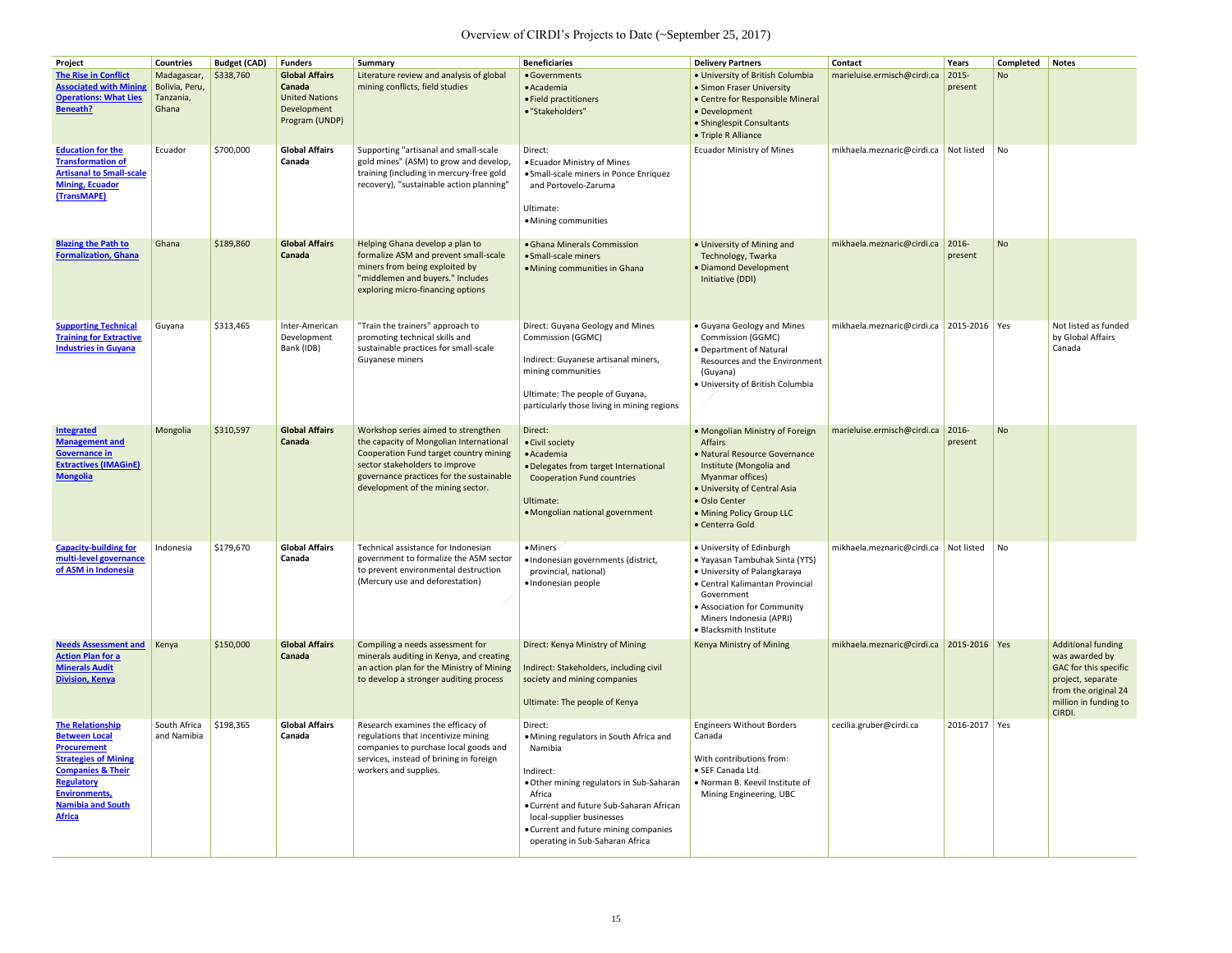# Overview of CIRDI's Projects to Date (~September 25, 2017)

| Project | Countries | Budget (CAD) | Funders | Summary | Beneficiaries | Delivery Partners | Contact | Years | Completed | Notes |
|---|---|---|---|---|---|---|---|---|---|---|
| The Rise in Conflict Associated with Mining Operations: What Lies Beneath? | Madagascar, Bolivia, Peru, Tanzania, Ghana | $338,760 | **Global Affairs Canada**<br>United Nations Development Program (UNDP) | Literature review and analysis of global mining conflicts, field studies | • Governments<br>• Academia<br>• Field practitioners<br>• "Stakeholders" | • University of British Columbia<br>• Simon Fraser University<br>• Centre for Responsible Mineral<br>• Development<br>• Shinglespit Consultants<br>• Triple R Alliance | marieluise.ermisch@cirdi.ca | 2015-present | No | |
| Education for the Transformation of Artisanal to Small-scale Mining, Ecuador (TransMAPE) | Ecuador | $700,000 | **Global Affairs Canada** | Supporting "artisanal and small-scale gold mines" (ASM) to grow and develop, training (including in mercury-free gold recovery), "sustainable action planning" | Direct:<br>• Ecuador Ministry of Mines<br>• Small-scale miners in Ponce Enriquez and Portovelo-Zaruma<br><br>Ultimate:<br>• Mining communities | Ecuador Ministry of Mines | mikhaela.meznaric@cirdi.ca | Not listed | No | |
| Blazing the Path to Formalization, Ghana | Ghana | $189,860 | **Global Affairs Canada** | Helping Ghana develop a plan to formalize ASM and prevent small-scale miners from being exploited by "middlemen and buyers." Includes exploring micro-financing options | • Ghana Minerals Commission<br>• Small-scale miners<br>• Mining communities in Ghana | • University of Mining and Technology, Twarka<br>• Diamond Development Initiative (DDI) | mikhaela.meznaric@cirdi.ca | 2016-present | No | |
| Supporting Technical Training for Extractive Industries in Guyana | Guyana | $313,465 | Inter-American Development Bank (IDB) | "Train the trainers" approach to promoting technical skills and sustainable practices for small-scale Guyanese miners | Direct: Guyana Geology and Mines Commission (GGMC)<br><br>Indirect: Guyanese artisanal miners, mining communities<br><br>Ultimate: The people of Guyana, particularly those living in mining regions | • Guyana Geology and Mines Commission (GGMC)<br>• Department of Natural Resources and the Environment (Guyana)<br>• University of British Columbia | mikhaela.meznaric@cirdi.ca | 2015-2016 | Yes | Not listed as funded by Global Affairs Canada |
| Integrated Management and Governance in Extractives (IMAGinE) Mongolia | Mongolia | $310,597 | **Global Affairs Canada** | Workshop series aimed to strengthen the capacity of Mongolian International Cooperation Fund target country mining sector stakeholders to improve governance practices for the sustainable development of the mining sector. | Direct:<br>• Civil society<br>• Academia<br>• Delegates from target International Cooperation Fund countries<br><br>Ultimate:<br>• Mongolian national government | • Mongolian Ministry of Foreign Affairs<br>• Natural Resource Governance Institute (Mongolia and Myanmar offices)<br>• University of Central Asia<br>• Oslo Center<br>• Mining Policy Group LLC<br>• Centerra Gold | marieluise.ermisch@cirdi.ca | 2016-present | No | |
| Capacity-building for multi-level governance of ASM in Indonesia | Indonesia | $179,670 | **Global Affairs Canada** | Technical assistance for Indonesian government to formalize the ASM sector to prevent environmental destruction (Mercury use and deforestation) | • Miners<br>• Indonesian governments (district, provincial, national)<br>• Indonesian people | • University of Edinburgh<br>• Yayasan Tambuhak Sinta (YTS)<br>• University of Palangkaraya<br>• Central Kalimantan Provincial Government<br>• Association for Community Miners Indonesia (APRI)<br>• Blacksmith Institute | mikhaela.meznaric@cirdi.ca | Not listed | No | |
| Needs Assessment and Action Plan for a Minerals Audit Division, Kenya | Kenya | $150,000 | **Global Affairs Canada** | Compiling a needs assessment for minerals auditing in Kenya, and creating an action plan for the Ministry of Mining to develop a stronger auditing process | Direct: Kenya Ministry of Mining<br><br>Indirect: Stakeholders, including civil society and mining companies<br><br>Ultimate: The people of Kenya | Kenya Ministry of Mining | mikhaela.meznaric@cirdi.ca | 2015-2016 | Yes | Additional funding was awarded by GAC for this specific project, separate from the original 24 million in funding to CIRDI. |
| The Relationship Between Local Procurement Strategies of Mining Companies & Their Regulatory Environments, Namibia and South Africa | South Africa and Namibia | $198,365 | **Global Affairs Canada** | Research examines the efficacy of regulations that incentivize mining companies to purchase local goods and services, instead of brining in foreign workers and supplies. | Direct:<br>• Mining regulators in South Africa and Namibia<br><br>Indirect:<br>• Other mining regulators in Sub-Saharan Africa<br>• Current and future Sub-Saharan African local-supplier businesses<br>• Current and future mining companies operating in Sub-Saharan Africa | Engineers Without Borders Canada<br><br>With contributions from:<br>• SEF Canada Ltd.<br>• Norman B. Keevil Institute of Mining Engineering, UBC | cecilia.gruber@cirdi.ca | 2016-2017 | Yes | |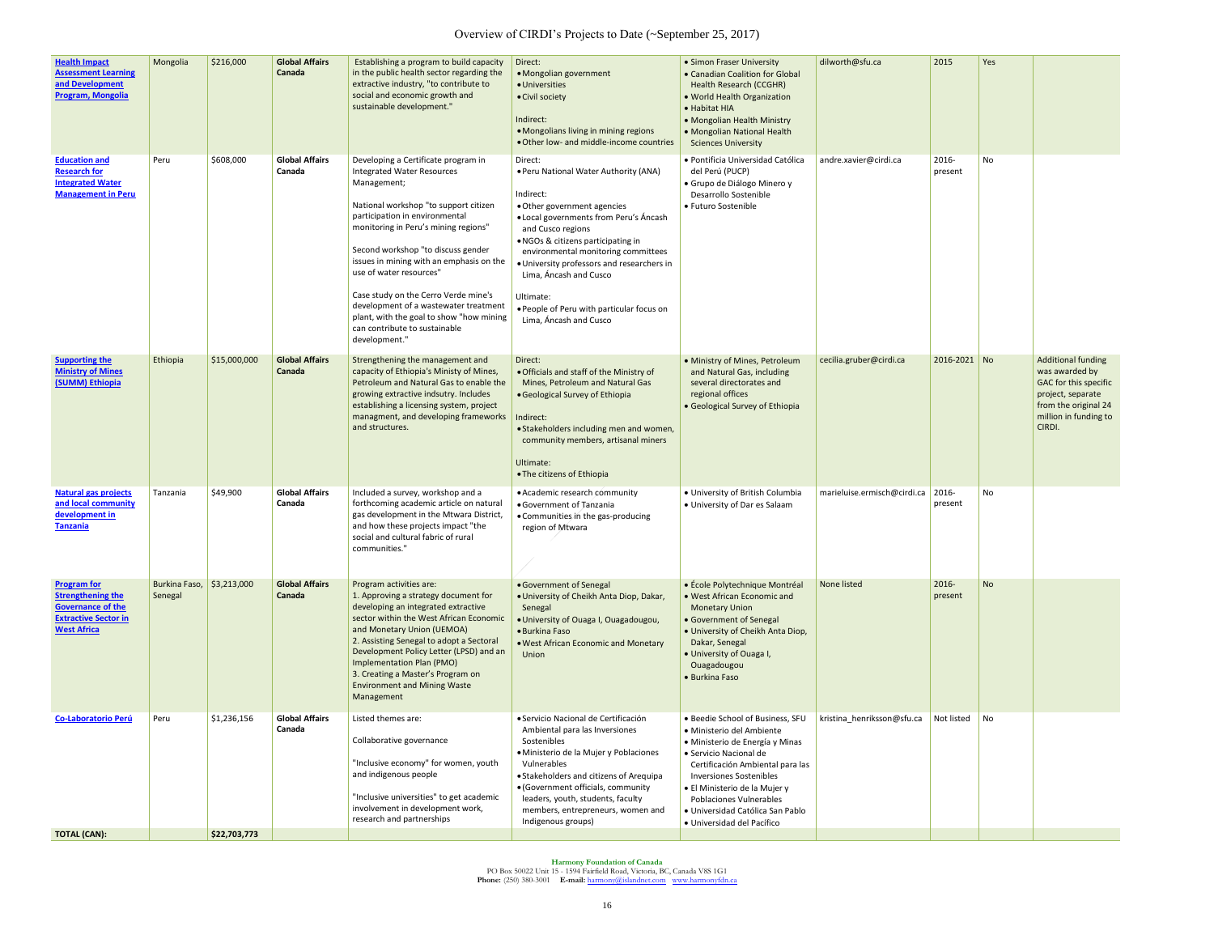# Overview of CIRDI's Projects to Date (~September 25, 2017)

| | | | | | | | | | | |
|---|---|---|---|---|---|---|---|---|---|---|
| **Health Impact Assessment Learning and Development Program, Mongolia** | Mongolia | $216,000 | **Global Affairs Canada** | Establishing a program to build capacity in the public health sector regarding the extractive industry, "to contribute to social and economic growth and sustainable development." | Direct:<br>• Mongolian government<br>• Universities<br>• Civil society<br><br>Indirect:<br>• Mongolians living in mining regions<br>• Other low- and middle-income countries | • Simon Fraser University<br>• Canadian Coalition for Global Health Research (CCGHR)<br>• World Health Organization<br>• Habitat HIA<br>• Mongolian Health Ministry<br>• Mongolian National Health Sciences University | dilworth@sfu.ca | 2015 | Yes | |
| **Education and Research for Integrated Water Management in Peru** | Peru | $608,000 | **Global Affairs Canada** | Developing a Certificate program in Integrated Water Resources Management;<br><br>National workshop "to support citizen participation in environmental monitoring in Peru's mining regions"<br><br>Second workshop "to discuss gender issues in mining with an emphasis on the use of water resources"<br><br>Case study on the Cerro Verde mine's development of a wastewater treatment plant, with the goal to show "how mining can contribute to sustainable development." | Direct:<br>• Peru National Water Authority (ANA)<br><br>Indirect:<br>• Other government agencies<br>• Local governments from Peru's Áncash and Cusco regions<br>• NGOs & citizens participating in environmental monitoring committees<br>• University professors and researchers in Lima, Áncash and Cusco<br><br>Ultimate:<br>• People of Peru with particular focus on Lima, Áncash and Cusco | • Pontificia Universidad Católica del Perú (PUCP)<br>• Grupo de Diálogo Minero y Desarrollo Sostenible<br>• Futuro Sostenible | andre.xavier@cirdi.ca | 2016-present | No | |
| **Supporting the Ministry of Mines (SUMM) Ethiopia** | Ethiopia | $15,000,000 | **Global Affairs Canada** | Strengthening the management and capacity of Ethiopia's Ministy of Mines, Petroleum and Natural Gas to enable the growing extractive indsutry. Includes establishing a licensing system, project managment, and developing frameworks and structures. | Direct:<br>• Officials and staff of the Ministry of Mines, Petroleum and Natural Gas<br>• Geological Survey of Ethiopia<br><br>Indirect:<br>• Stakeholders including men and women, community members, artisanal miners<br><br>Ultimate:<br>• The citizens of Ethiopia | • Ministry of Mines, Petroleum and Natural Gas, including several directorates and regional offices<br>• Geological Survey of Ethiopia | cecilia.gruber@cirdi.ca | 2016-2021 | No | Additional funding was awarded by GAC for this specific project, separate from the original 24 million in funding to CIRDI. |
| **Natural gas projects and local community development in Tanzania** | Tanzania | $49,900 | **Global Affairs Canada** | Included a survey, workshop and a forthcoming academic article on natural gas development in the Mtwara District, and how these projects impact "the social and cultural fabric of rural communities." | • Academic research community<br>• Government of Tanzania<br>• Communities in the gas-producing region of Mtwara | • University of British Columbia<br>• University of Dar es Salaam | marieluise.ermisch@cirdi.ca | 2016-present | No | |
| **Program for Strengthening the Governance of the Extractive Sector in West Africa** | Burkina Faso, Senegal | $3,213,000 | **Global Affairs Canada** | Program activities are:<br>1. Approving a strategy document for developing an integrated extractive sector within the West African Economic and Monetary Union (UEMOA)<br>2. Assisting Senegal to adopt a Sectoral Development Policy Letter (LPSD) and an Implementation Plan (PMO)<br>3. Creating a Master's Program on Environment and Mining Waste Management | • Government of Senegal<br>• University of Cheikh Anta Diop, Dakar, Senegal<br>• University of Ouaga I, Ouagadougou, Burkina Faso<br>• West African Economic and Monetary Union | • École Polytechnique Montréal<br>• West African Economic and Monetary Union<br>• Government of Senegal<br>• University of Cheikh Anta Diop, Dakar, Senegal<br>• University of Ouaga I, Ouagadougou<br>• Burkina Faso | None listed | 2016-present | No | |
| **Co-Laboratorio Perú** | Peru | $1,236,156 | **Global Affairs Canada** | Listed themes are:<br><br>Collaborative governance<br><br>"Inclusive economy" for women, youth and indigenous people<br><br>"Inclusive universities" to get academic involvement in development work, research and partnerships | • Servicio Nacional de Certificación Ambiental para las Inversiones Sostenibles<br>• Ministerio de la Mujer y Poblaciones Vulnerables<br>• Stakeholders and citizens of Arequipa<br>• (Government officials, community leaders, youth, students, faculty members, entrepreneurs, women and Indigenous groups) | • Beedie School of Business, SFU<br>• Ministerio del Ambiente<br>• Ministerio de Energía y Minas<br>• Servicio Nacional de Certificación Ambiental para las Inversiones Sostenibles<br>• El Ministerio de la Mujer y Poblaciones Vulnerables<br>• Universidad Católica San Pablo<br>• Universidad del Pacífico | kristina_henriksson@sfu.ca | Not listed | No | |
| **TOTAL (CAN):** | | **$22,703,773** | | | | | | | | |

**Harmony Foundation of Canada**
PO Box 50022 Unit 15 - 1594 Fairfield Road, Victoria, BC, Canada V8S 1G1
**Phone:** (250) 380-3001 **E-mail:** harmony@islandnet.com www.harmonyfdn.ca